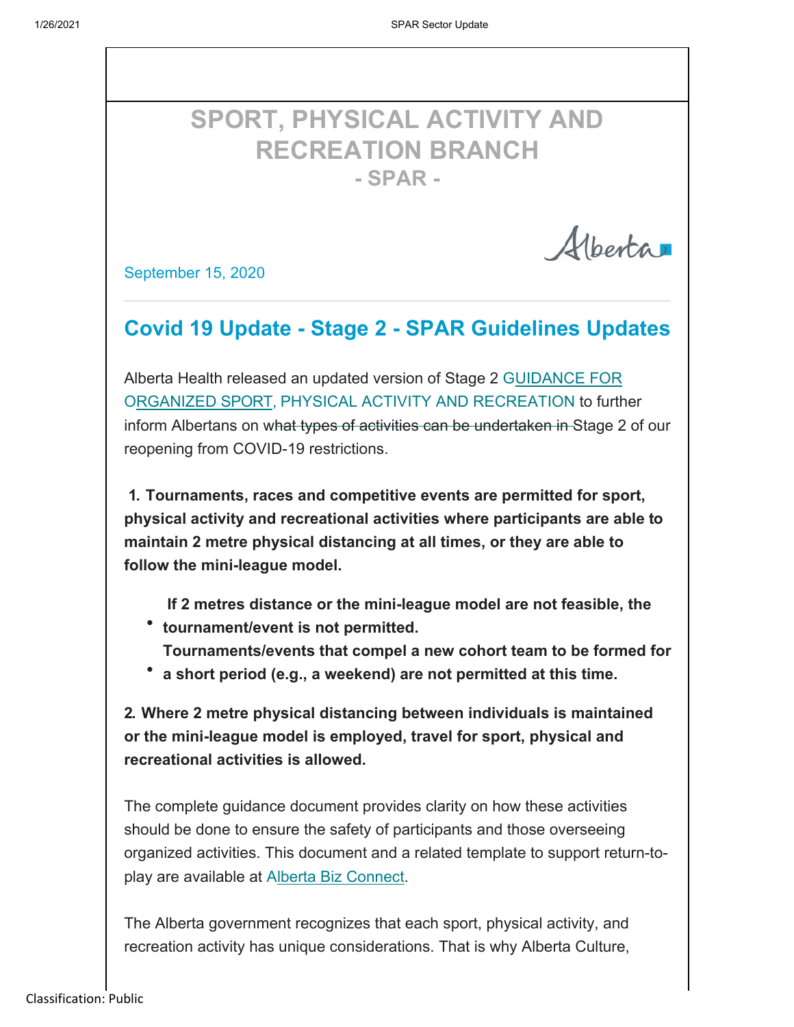# SPORT, PHYSICAL ACTIVITY AND RECREATION BRANCH

## - SPAR -

September 15, 2020

## Covid 19 Update - Stage 2 - SPAR Guidelines Updates

Alberta Health released an updated version of Stage 2 GUIDANCE FOR ORGANIZED SPORT, PHYSICAL ACTIVITY AND RECREATION to further inform Albertans on what types of activities can be undertaken in Stage 2 of our reopening from COVID-19 restrictions.

**1. Tournaments, races and competitive events are permitted for sport, physical activity and recreational activities where participants are able to maintain 2 metre physical distancing at all times, or they are able to follow the mini-league model.**

- **If 2 metres distance or the mini-league model are not feasible, the tournament/event is not permitted.**
- **Tournaments/events that compel a new cohort team to be formed for a short period (e.g., a weekend) are not permitted at this time.**

**2. Where 2 metre physical distancing between individuals is maintained or the mini-league model is employed, travel for sport, physical and recreational activities is allowed.**

The complete guidance document provides clarity on how these activities should be done to ensure the safety of participants and those overseeing organized activities. This document and a related template to support return-to-play are available at Alberta Biz Connect.

The Alberta government recognizes that each sport, physical activity, and recreation activity has unique considerations. That is why Alberta Culture,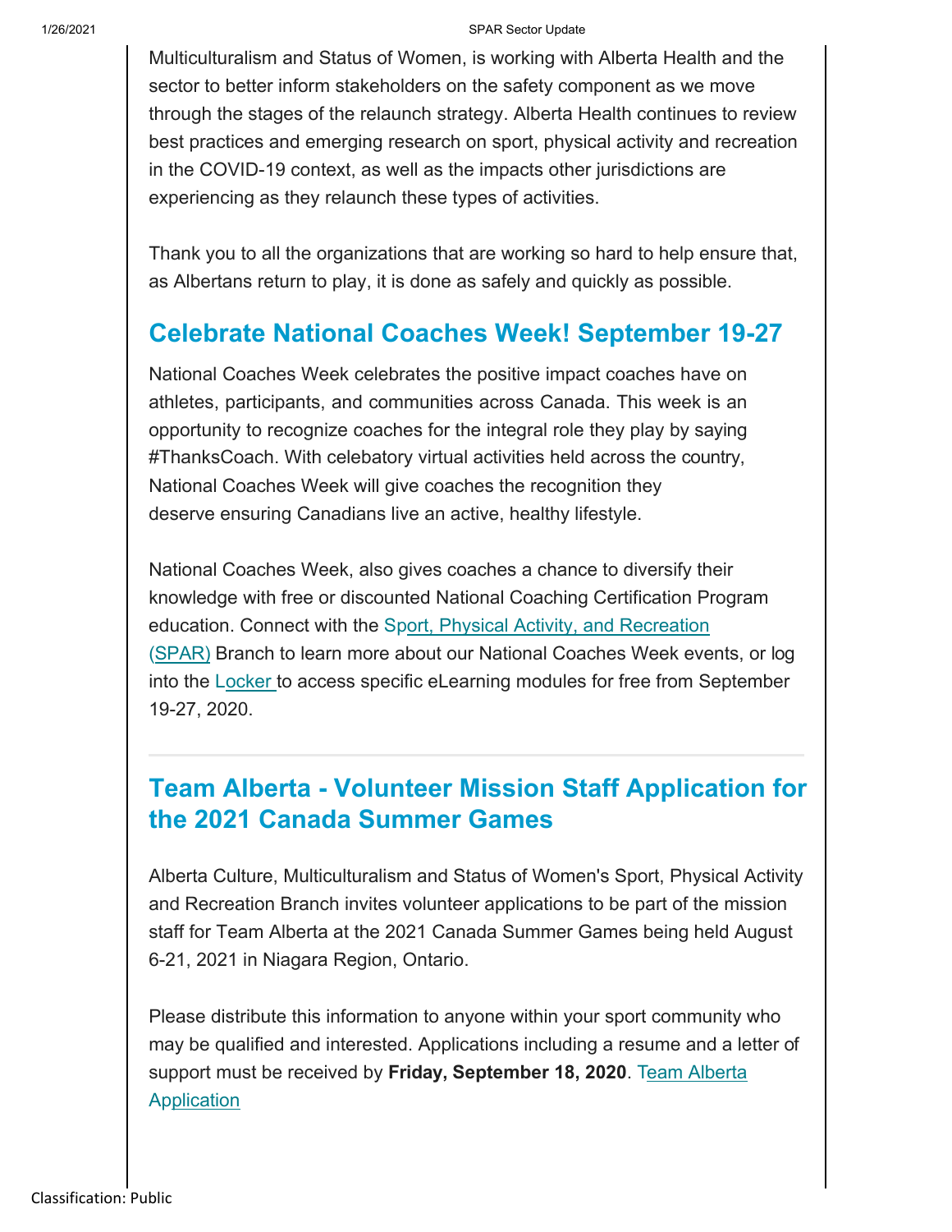Multiculturalism and Status of Women, is working with Alberta Health and the sector to better inform stakeholders on the safety component as we move through the stages of the relaunch strategy. Alberta Health continues to review best practices and emerging research on sport, physical activity and recreation in the COVID-19 context, as well as the impacts other jurisdictions are experiencing as they relaunch these types of activities.

Thank you to all the organizations that are working so hard to help ensure that, as Albertans return to play, it is done as safely and quickly as possible.

## Celebrate National Coaches Week! September 19-27

National Coaches Week celebrates the positive impact coaches have on athletes, participants, and communities across Canada. This week is an opportunity to recognize coaches for the integral role they play by saying #ThanksCoach. With celebatory virtual activities held across the country, National Coaches Week will give coaches the recognition they deserve ensuring Canadians live an active, healthy lifestyle.

National Coaches Week, also gives coaches a chance to diversify their knowledge with free or discounted National Coaching Certification Program education. Connect with the Sport, Physical Activity, and Recreation (SPAR) Branch to learn more about our National Coaches Week events, or log into the Locker to access specific eLearning modules for free from September 19-27, 2020.

---

## Team Alberta - Volunteer Mission Staff Application for the 2021 Canada Summer Games

Alberta Culture, Multiculturalism and Status of Women's Sport, Physical Activity and Recreation Branch invites volunteer applications to be part of the mission staff for Team Alberta at the 2021 Canada Summer Games being held August 6-21, 2021 in Niagara Region, Ontario.

Please distribute this information to anyone within your sport community who may be qualified and interested. Applications including a resume and a letter of support must be received by **Friday, September 18, 2020**. Team Alberta Application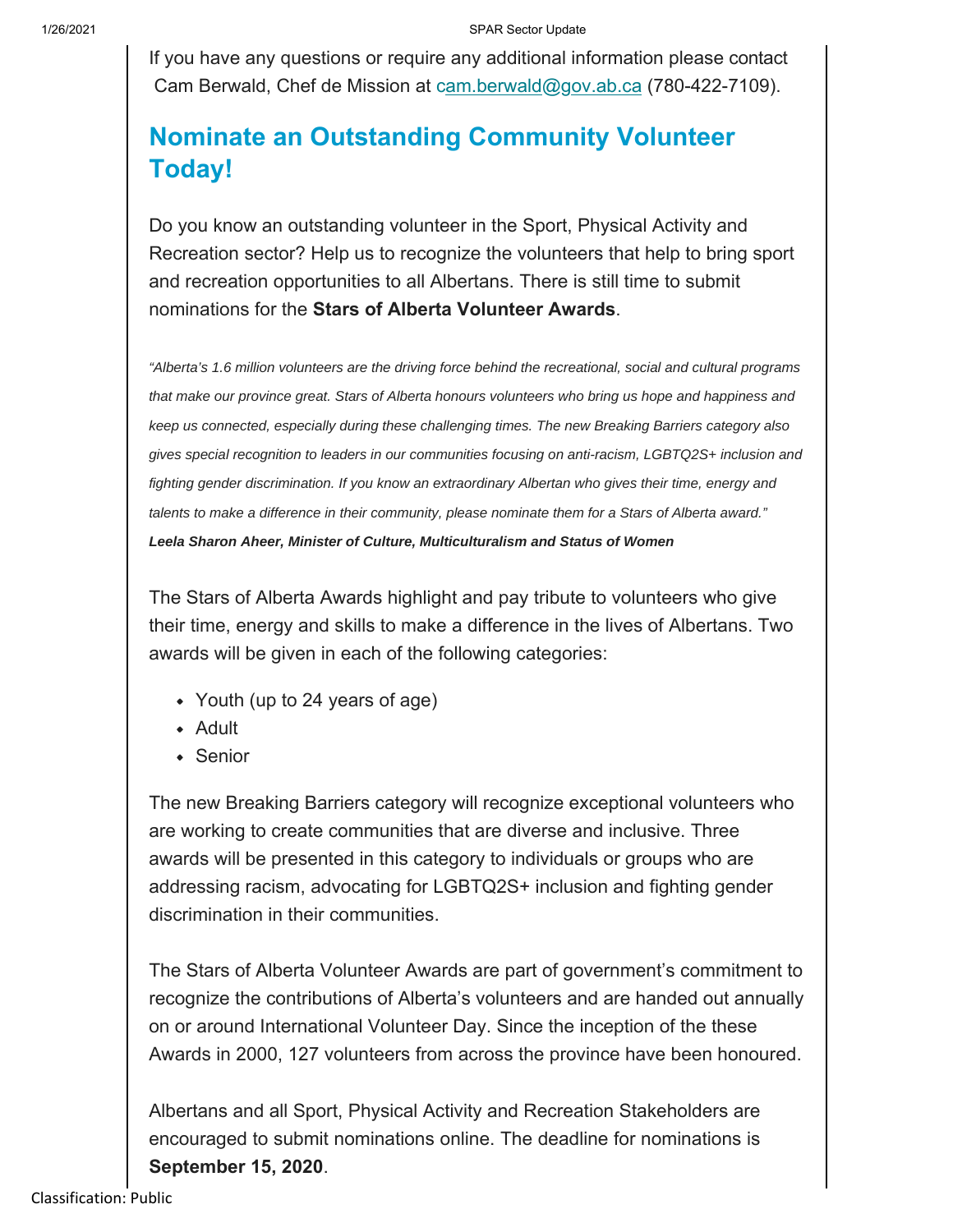If you have any questions or require any additional information please contact Cam Berwald, Chef de Mission at cam.berwald@gov.ab.ca (780-422-7109).

## Nominate an Outstanding Community Volunteer Today!

Do you know an outstanding volunteer in the Sport, Physical Activity and Recreation sector? Help us to recognize the volunteers that help to bring sport and recreation opportunities to all Albertans. There is still time to submit nominations for the **Stars of Alberta Volunteer Awards**.

*"Alberta's 1.6 million volunteers are the driving force behind the recreational, social and cultural programs that make our province great. Stars of Alberta honours volunteers who bring us hope and happiness and keep us connected, especially during these challenging times. The new Breaking Barriers category also gives special recognition to leaders in our communities focusing on anti-racism, LGBTQ2S+ inclusion and fighting gender discrimination. If you know an extraordinary Albertan who gives their time, energy and talents to make a difference in their community, please nominate them for a Stars of Alberta award."*
***Leela Sharon Aheer, Minister of Culture, Multiculturalism and Status of Women***

The Stars of Alberta Awards highlight and pay tribute to volunteers who give their time, energy and skills to make a difference in the lives of Albertans. Two awards will be given in each of the following categories:

- Youth (up to 24 years of age)
- Adult
- Senior

The new Breaking Barriers category will recognize exceptional volunteers who are working to create communities that are diverse and inclusive. Three awards will be presented in this category to individuals or groups who are addressing racism, advocating for LGBTQ2S+ inclusion and fighting gender discrimination in their communities.

The Stars of Alberta Volunteer Awards are part of government's commitment to recognize the contributions of Alberta's volunteers and are handed out annually on or around International Volunteer Day. Since the inception of the these Awards in 2000, 127 volunteers from across the province have been honoured.

Albertans and all Sport, Physical Activity and Recreation Stakeholders are encouraged to submit nominations online. The deadline for nominations is **September 15, 2020**.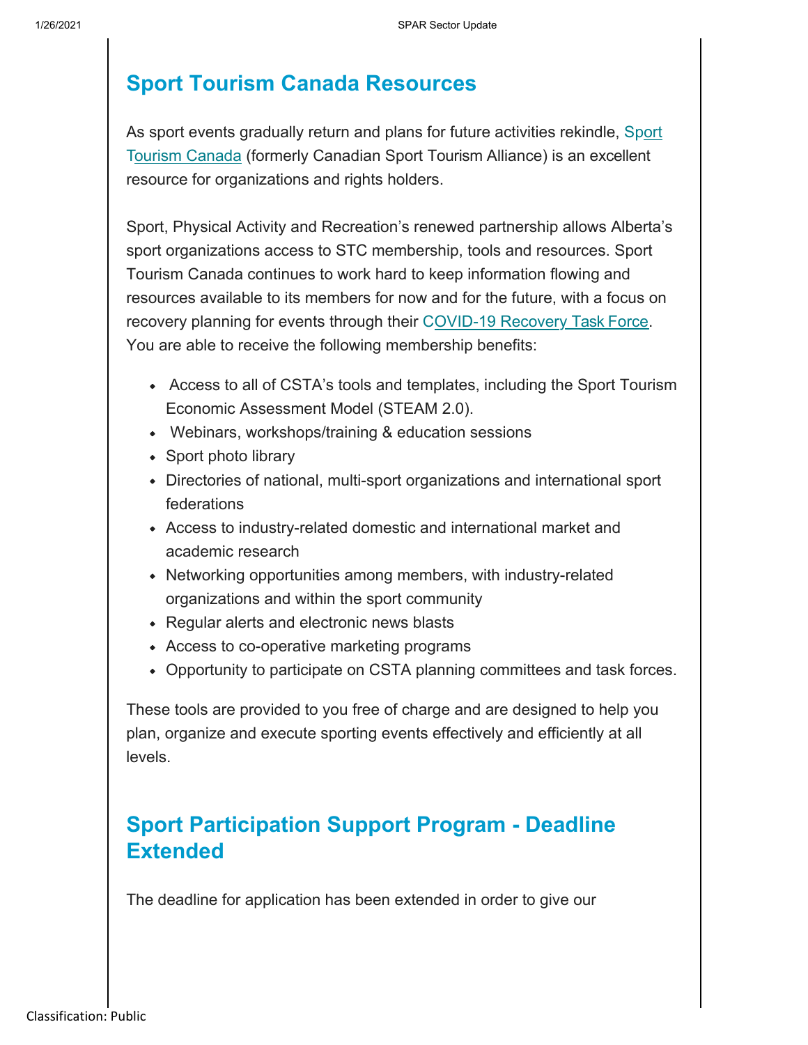## Sport Tourism Canada Resources

As sport events gradually return and plans for future activities rekindle, Sport Tourism Canada (formerly Canadian Sport Tourism Alliance) is an excellent resource for organizations and rights holders.

Sport, Physical Activity and Recreation's renewed partnership allows Alberta's sport organizations access to STC membership, tools and resources. Sport Tourism Canada continues to work hard to keep information flowing and resources available to its members for now and for the future, with a focus on recovery planning for events through their COVID-19 Recovery Task Force. You are able to receive the following membership benefits:

- Access to all of CSTA's tools and templates, including the Sport Tourism Economic Assessment Model (STEAM 2.0).
- Webinars, workshops/training & education sessions
- Sport photo library
- Directories of national, multi-sport organizations and international sport federations
- Access to industry-related domestic and international market and academic research
- Networking opportunities among members, with industry-related organizations and within the sport community
- Regular alerts and electronic news blasts
- Access to co-operative marketing programs
- Opportunity to participate on CSTA planning committees and task forces.

These tools are provided to you free of charge and are designed to help you plan, organize and execute sporting events effectively and efficiently at all levels.

## Sport Participation Support Program - Deadline Extended

The deadline for application has been extended in order to give our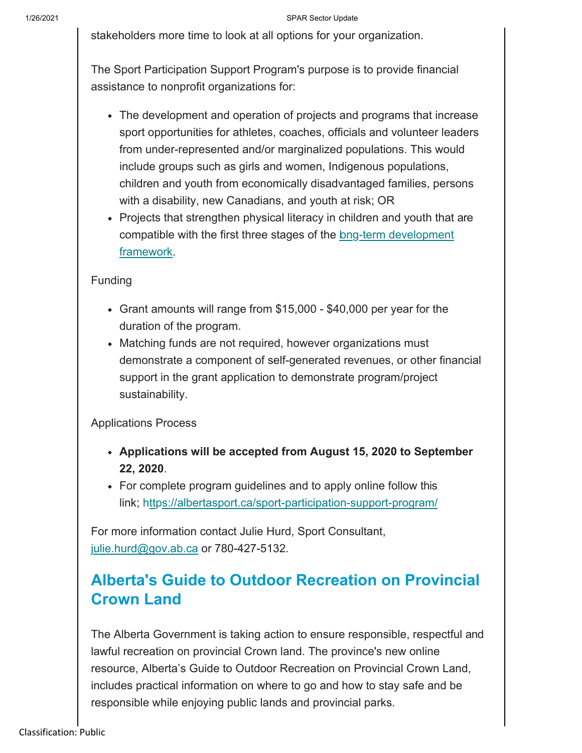stakeholders more time to look at all options for your organization.

The Sport Participation Support Program's purpose is to provide financial assistance to nonprofit organizations for:

- The development and operation of projects and programs that increase sport opportunities for athletes, coaches, officials and volunteer leaders from under-represented and/or marginalized populations. This would include groups such as girls and women, Indigenous populations, children and youth from economically disadvantaged families, persons with a disability, new Canadians, and youth at risk; OR
- Projects that strengthen physical literacy in children and youth that are compatible with the first three stages of the bng-term development framework.

Funding

- Grant amounts will range from $15,000 - $40,000 per year for the duration of the program.
- Matching funds are not required, however organizations must demonstrate a component of self-generated revenues, or other financial support in the grant application to demonstrate program/project sustainability.

Applications Process

- **Applications will be accepted from August 15, 2020 to September 22, 2020**.
- For complete program guidelines and to apply online follow this link; https://albertasport.ca/sport-participation-support-program/

For more information contact Julie Hurd, Sport Consultant, julie.hurd@gov.ab.ca or 780-427-5132.

## Alberta's Guide to Outdoor Recreation on Provincial Crown Land

The Alberta Government is taking action to ensure responsible, respectful and lawful recreation on provincial Crown land. The province's new online resource, Alberta's Guide to Outdoor Recreation on Provincial Crown Land, includes practical information on where to go and how to stay safe and be responsible while enjoying public lands and provincial parks.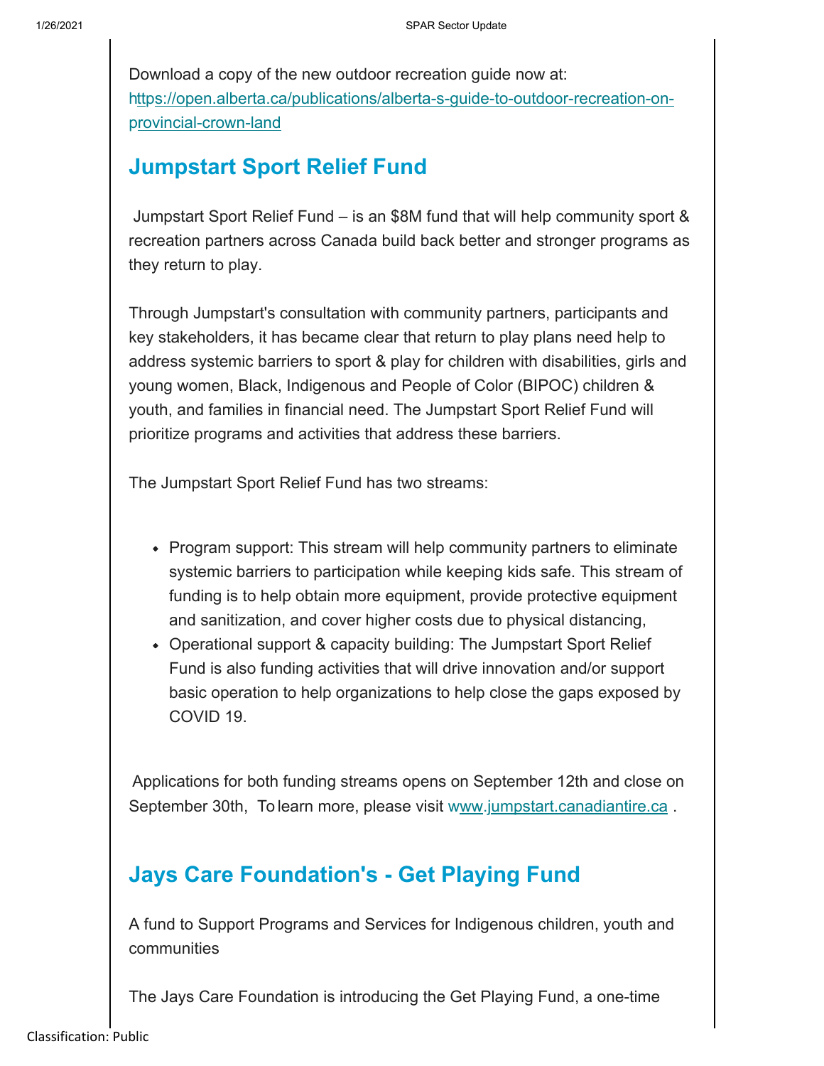Download a copy of the new outdoor recreation guide now at: https://open.alberta.ca/publications/alberta-s-guide-to-outdoor-recreation-on-provincial-crown-land

## Jumpstart Sport Relief Fund

Jumpstart Sport Relief Fund – is an $8M fund that will help community sport & recreation partners across Canada build back better and stronger programs as they return to play.

Through Jumpstart's consultation with community partners, participants and key stakeholders, it has became clear that return to play plans need help to address systemic barriers to sport & play for children with disabilities, girls and young women, Black, Indigenous and People of Color (BIPOC) children & youth, and families in financial need. The Jumpstart Sport Relief Fund will prioritize programs and activities that address these barriers.

The Jumpstart Sport Relief Fund has two streams:

- Program support: This stream will help community partners to eliminate systemic barriers to participation while keeping kids safe. This stream of funding is to help obtain more equipment, provide protective equipment and sanitization, and cover higher costs due to physical distancing,
- Operational support & capacity building: The Jumpstart Sport Relief Fund is also funding activities that will drive innovation and/or support basic operation to help organizations to help close the gaps exposed by COVID 19.

Applications for both funding streams opens on September 12th and close on September 30th, To learn more, please visit www.jumpstart.canadiantire.ca .

## Jays Care Foundation's - Get Playing Fund

A fund to Support Programs and Services for Indigenous children, youth and communities

The Jays Care Foundation is introducing the Get Playing Fund, a one-time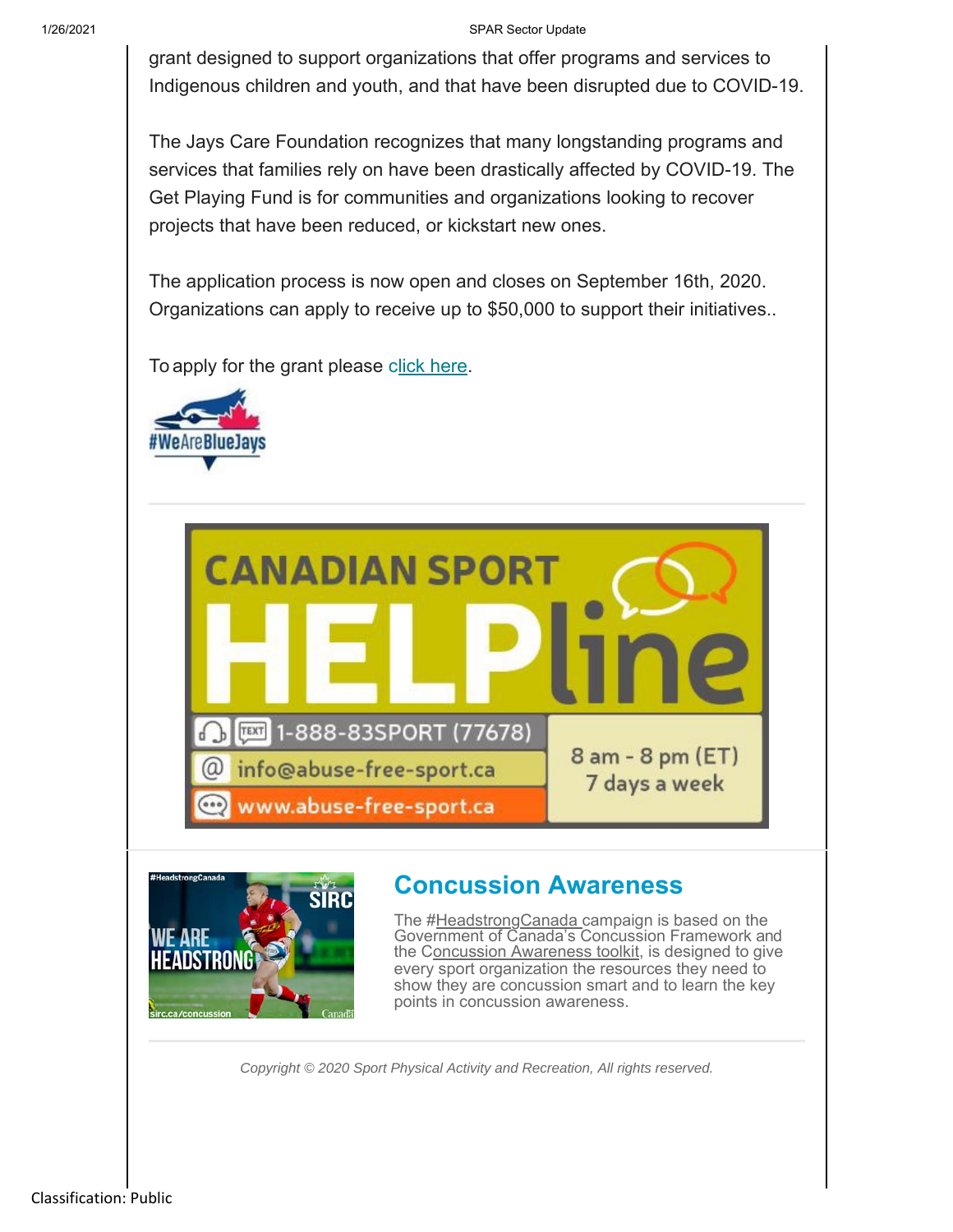grant designed to support organizations that offer programs and services to Indigenous children and youth, and that have been disrupted due to COVID-19.

The Jays Care Foundation recognizes that many longstanding programs and services that families rely on have been drastically affected by COVID-19. The Get Playing Fund is for communities and organizations looking to recover projects that have been reduced, or kickstart new ones.

The application process is now open and closes on September 16th, 2020. Organizations can apply to receive up to $50,000 to support their initiatives..

To apply for the grant please click here.

#WeAreBlueJays

CANADIAN SPORT HELPline

1-888-83SPORT (77678)

info@abuse-free-sport.ca

www.abuse-free-sport.ca

8 am - 8 pm (ET)
7 days a week

## Concussion Awareness

The #HeadstrongCanada campaign is based on the Government of Canada's Concussion Framework and the Concussion Awareness toolkit, is designed to give every sport organization the resources they need to show they are concussion smart and to learn the key points in concussion awareness.

*Copyright © 2020 Sport Physical Activity and Recreation, All rights reserved.*

Classification: Public